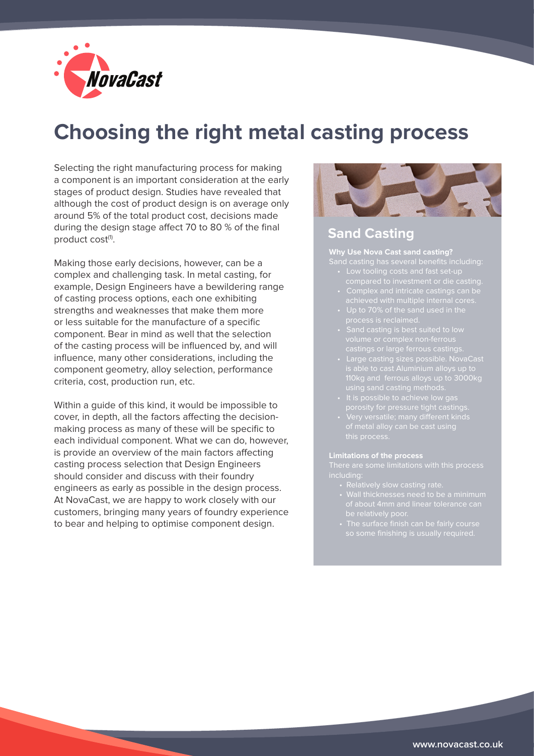# Choosing the right metal casting process

Selecting the right manufacturing process for making a component is an important consideration at the early stages of product design. Studies have revealed that although the cost of product design is on average only around 5% of the total product cost, decisions made during the design stage affect 70 to 80 % of the final product cost[1].

Making those early decisions, however, can be a complex and challenging task. In metal casting, for example, Design Engineers have a bewildering range of casting process options, each one exhibiting strengths and weaknesses that make them more or less suitable for the manufacture of a specific component. Bear in mind as well that the selection of the casting process will be influenced by, and will influence, many other considerations, including the component geometry, alloy selection, performance criteria, cost, production run, etc.

Within a guide of this kind, it would be impossible to cover, in depth, all the factors affecting the decision-making process as many of these will be specific to each individual component. What we can do, however, is provide an overview of the main factors affecting casting process selection that Design Engineers should consider and discuss with their foundry engineers as early as possible in the design process. At NovaCast, we are happy to work closely with our customers, bringing many years of foundry experience to bear and helping to optimise component design.

## Sand Casting

**Why Use Nova Cast sand casting?**

Sand casting has several benefits including:

- Low tooling costs and fast set-up compared to investment or die casting.
- Complex and intricate castings can be achieved with multiple internal cores.
- Up to 70% of the sand used in the process is reclaimed.
- Sand casting is best suited to low volume or complex non-ferrous castings or large ferrous castings.
- Large casting sizes possible. NovaCast is able to cast Aluminium alloys up to 110kg and ferrous alloys up to 3000kg using sand casting methods.
- It is possible to achieve low gas porosity for pressure tight castings.
- Very versatile; many different kinds of metal alloy can be cast using this process.

**Limitations of the process**

There are some limitations with this process including:

- Relatively slow casting rate.
- Wall thicknesses need to be a minimum of about 4mm and linear tolerance can be relatively poor.
- The surface finish can be fairly course so some finishing is usually required.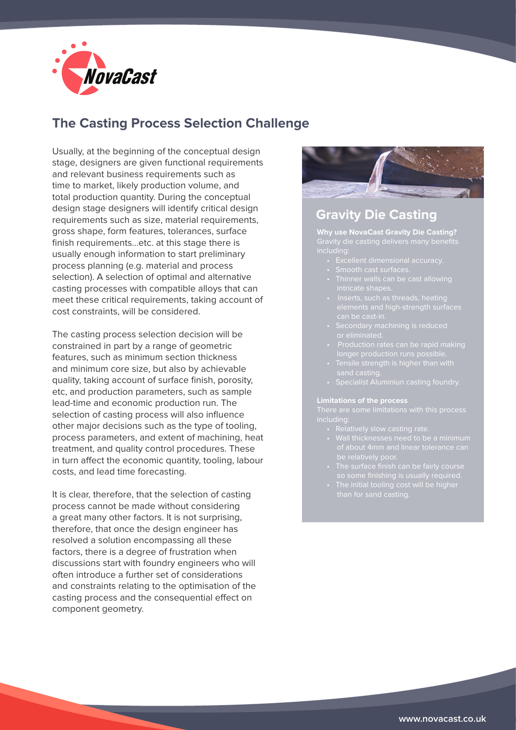## The Casting Process Selection Challenge

Usually, at the beginning of the conceptual design stage, designers are given functional requirements and relevant business requirements such as time to market, likely production volume, and total production quantity. During the conceptual design stage designers will identify critical design requirements such as size, material requirements, gross shape, form features, tolerances, surface finish requirements...etc. at this stage there is usually enough information to start preliminary process planning (e.g. material and process selection). A selection of optimal and alternative casting processes with compatible alloys that can meet these critical requirements, taking account of cost constraints, will be considered.

The casting process selection decision will be constrained in part by a range of geometric features, such as minimum section thickness and minimum core size, but also by achievable quality, taking account of surface finish, porosity, etc, and production parameters, such as sample lead-time and economic production run. The selection of casting process will also influence other major decisions such as the type of tooling, process parameters, and extent of machining, heat treatment, and quality control procedures. These in turn affect the economic quantity, tooling, labour costs, and lead time forecasting.

It is clear, therefore, that the selection of casting process cannot be made without considering a great many other factors. It is not surprising, therefore, that once the design engineer has resolved a solution encompassing all these factors, there is a degree of frustration when discussions start with foundry engineers who will often introduce a further set of considerations and constraints relating to the optimisation of the casting process and the consequential effect on component geometry.

## Gravity Die Casting

**Why use NovaCast Gravity Die Casting?**
Gravity die casting delivers many benefits including:

- Excellent dimensional accuracy.
- Smooth cast surfaces.
- Thinner walls can be cast allowing intricate shapes.
- Inserts, such as threads, heating elements and high-strength surfaces can be cast-in.
- Secondary machining is reduced or eliminated.
- Production rates can be rapid making longer production runs possible.
- Tensile strength is higher than with sand casting.
- Specialist Aluminiun casting foundry.

**Limitations of the process**
There are some limitations with this process including:

- Relatively slow casting rate.
- Wall thicknesses need to be a minimum of about 4mm and linear tolerance can be relatively poor.
- The surface finish can be fairly course so some finishing is usually required.
- The initial tooling cost will be higher than for sand casting.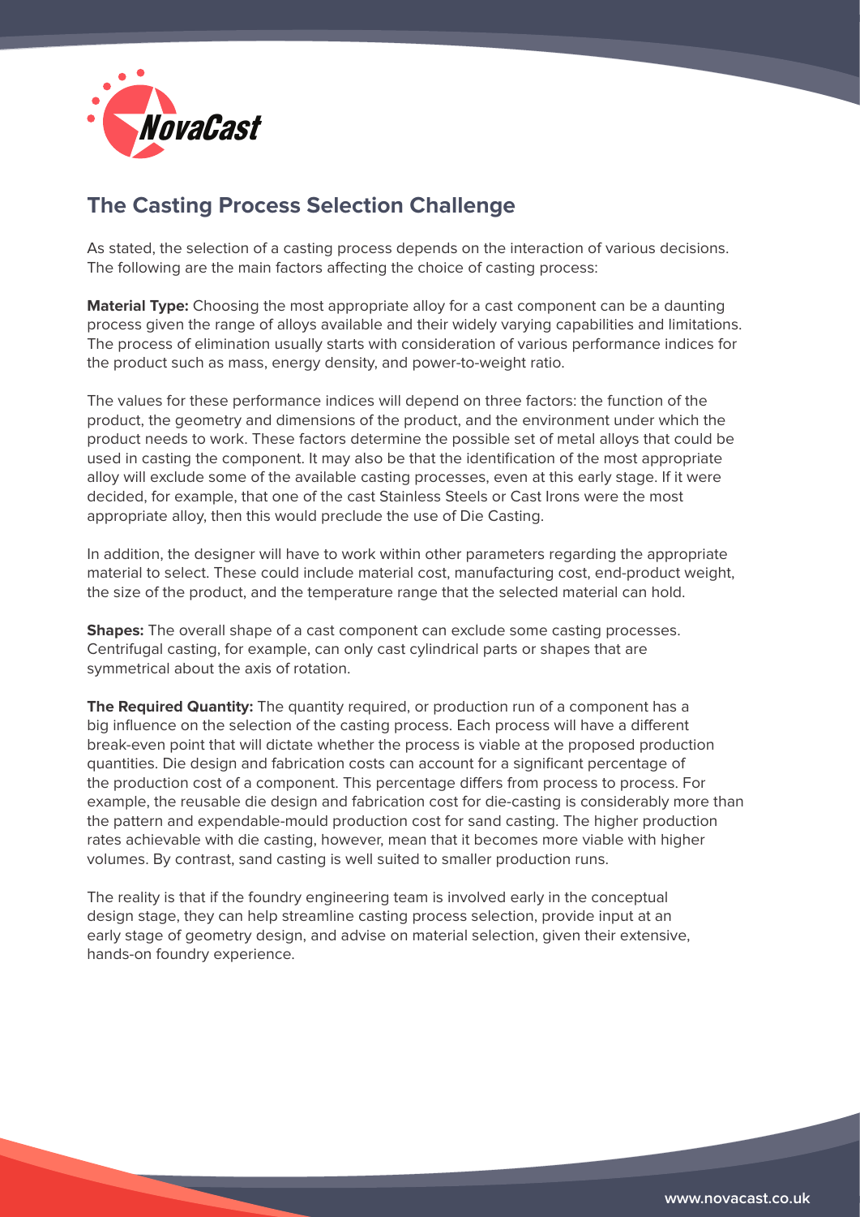## The Casting Process Selection Challenge

As stated, the selection of a casting process depends on the interaction of various decisions. The following are the main factors affecting the choice of casting process:

**Material Type:** Choosing the most appropriate alloy for a cast component can be a daunting process given the range of alloys available and their widely varying capabilities and limitations. The process of elimination usually starts with consideration of various performance indices for the product such as mass, energy density, and power-to-weight ratio.

The values for these performance indices will depend on three factors: the function of the product, the geometry and dimensions of the product, and the environment under which the product needs to work. These factors determine the possible set of metal alloys that could be used in casting the component. It may also be that the identification of the most appropriate alloy will exclude some of the available casting processes, even at this early stage. If it were decided, for example, that one of the cast Stainless Steels or Cast Irons were the most appropriate alloy, then this would preclude the use of Die Casting.

In addition, the designer will have to work within other parameters regarding the appropriate material to select. These could include material cost, manufacturing cost, end-product weight, the size of the product, and the temperature range that the selected material can hold.

**Shapes:** The overall shape of a cast component can exclude some casting processes. Centrifugal casting, for example, can only cast cylindrical parts or shapes that are symmetrical about the axis of rotation.

**The Required Quantity:** The quantity required, or production run of a component has a big influence on the selection of the casting process. Each process will have a different break-even point that will dictate whether the process is viable at the proposed production quantities. Die design and fabrication costs can account for a significant percentage of the production cost of a component. This percentage differs from process to process. For example, the reusable die design and fabrication cost for die-casting is considerably more than the pattern and expendable-mould production cost for sand casting. The higher production rates achievable with die casting, however, mean that it becomes more viable with higher volumes. By contrast, sand casting is well suited to smaller production runs.

The reality is that if the foundry engineering team is involved early in the conceptual design stage, they can help streamline casting process selection, provide input at an early stage of geometry design, and advise on material selection, given their extensive, hands-on foundry experience.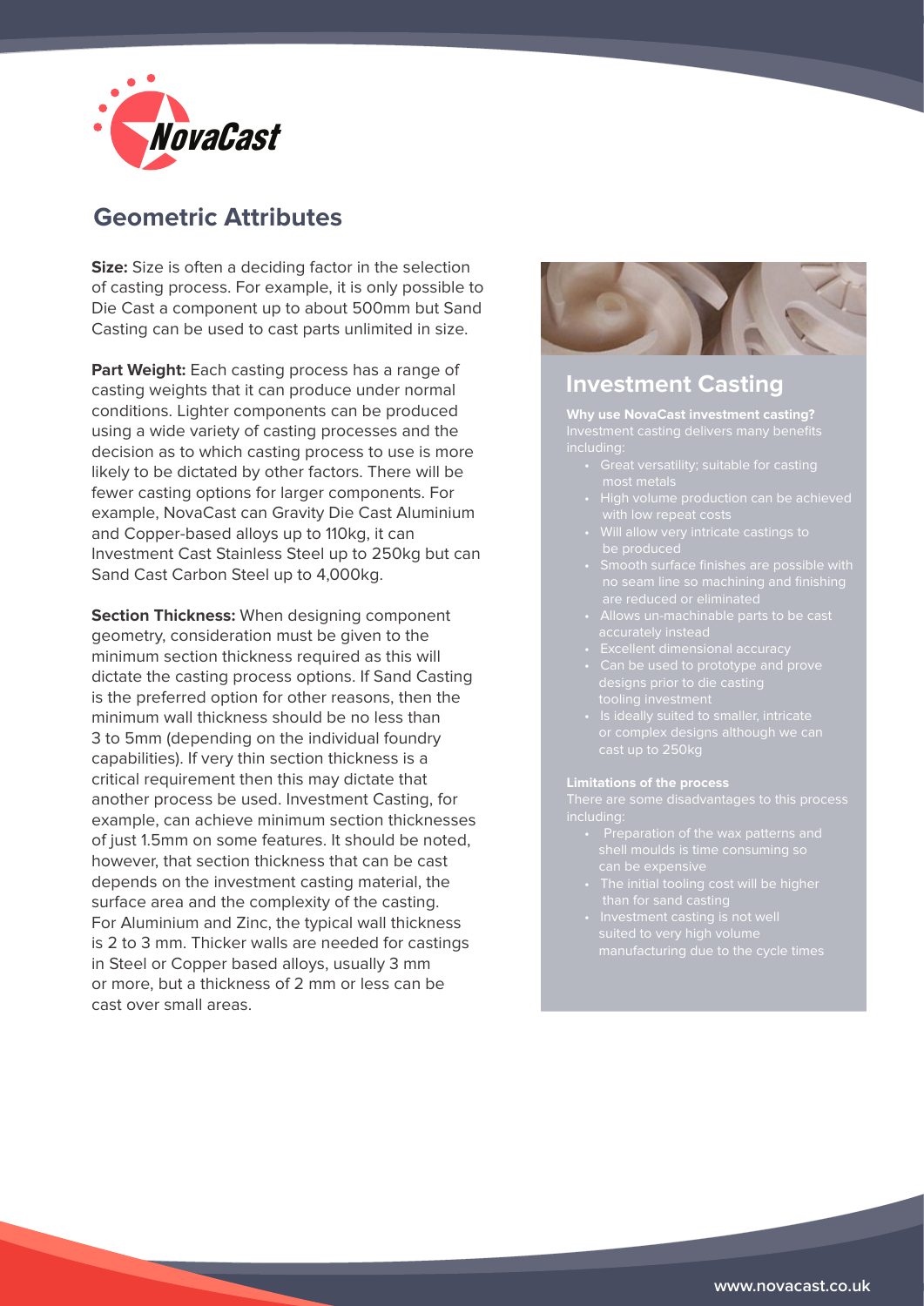## Geometric Attributes

**Size:** Size is often a deciding factor in the selection of casting process. For example, it is only possible to Die Cast a component up to about 500mm but Sand Casting can be used to cast parts unlimited in size.

**Part Weight:** Each casting process has a range of casting weights that it can produce under normal conditions. Lighter components can be produced using a wide variety of casting processes and the decision as to which casting process to use is more likely to be dictated by other factors. There will be fewer casting options for larger components. For example, NovaCast can Gravity Die Cast Aluminium and Copper-based alloys up to 110kg, it can Investment Cast Stainless Steel up to 250kg but can Sand Cast Carbon Steel up to 4,000kg.

**Section Thickness:** When designing component geometry, consideration must be given to the minimum section thickness required as this will dictate the casting process options. If Sand Casting is the preferred option for other reasons, then the minimum wall thickness should be no less than 3 to 5mm (depending on the individual foundry capabilities). If very thin section thickness is a critical requirement then this may dictate that another process be used. Investment Casting, for example, can achieve minimum section thicknesses of just 1.5mm on some features. It should be noted, however, that section thickness that can be cast depends on the investment casting material, the surface area and the complexity of the casting. For Aluminium and Zinc, the typical wall thickness is 2 to 3 mm. Thicker walls are needed for castings in Steel or Copper based alloys, usually 3 mm or more, but a thickness of 2 mm or less can be cast over small areas.

## Investment Casting

**Why use NovaCast investment casting?**
Investment casting delivers many benefits including:

- Great versatility; suitable for casting most metals
- High volume production can be achieved with low repeat costs
- Will allow very intricate castings to be produced
- Smooth surface finishes are possible with no seam line so machining and finishing are reduced or eliminated
- Allows un-machinable parts to be cast accurately instead
- Excellent dimensional accuracy
- Can be used to prototype and prove designs prior to die casting tooling investment
- Is ideally suited to smaller, intricate or complex designs although we can cast up to 250kg

**Limitations of the process**
There are some disadvantages to this process including:

- Preparation of the wax patterns and shell moulds is time consuming so can be expensive
- The initial tooling cost will be higher than for sand casting
- Investment casting is not well suited to very high volume manufacturing due to the cycle times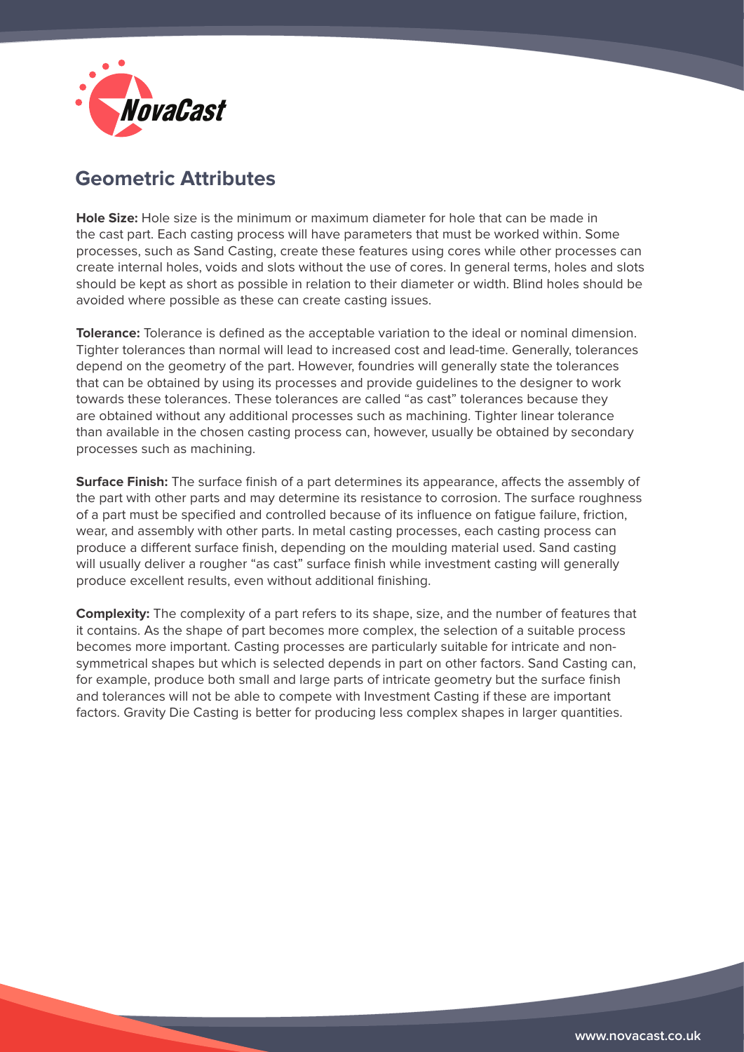## Geometric Attributes

**Hole Size:** Hole size is the minimum or maximum diameter for hole that can be made in the cast part. Each casting process will have parameters that must be worked within. Some processes, such as Sand Casting, create these features using cores while other processes can create internal holes, voids and slots without the use of cores. In general terms, holes and slots should be kept as short as possible in relation to their diameter or width. Blind holes should be avoided where possible as these can create casting issues.

**Tolerance:** Tolerance is defined as the acceptable variation to the ideal or nominal dimension. Tighter tolerances than normal will lead to increased cost and lead-time. Generally, tolerances depend on the geometry of the part. However, foundries will generally state the tolerances that can be obtained by using its processes and provide guidelines to the designer to work towards these tolerances. These tolerances are called “as cast” tolerances because they are obtained without any additional processes such as machining. Tighter linear tolerance than available in the chosen casting process can, however, usually be obtained by secondary processes such as machining.

**Surface Finish:** The surface finish of a part determines its appearance, affects the assembly of the part with other parts and may determine its resistance to corrosion. The surface roughness of a part must be specified and controlled because of its influence on fatigue failure, friction, wear, and assembly with other parts. In metal casting processes, each casting process can produce a different surface finish, depending on the moulding material used. Sand casting will usually deliver a rougher “as cast” surface finish while investment casting will generally produce excellent results, even without additional finishing.

**Complexity:** The complexity of a part refers to its shape, size, and the number of features that it contains. As the shape of part becomes more complex, the selection of a suitable process becomes more important. Casting processes are particularly suitable for intricate and non-symmetrical shapes but which is selected depends in part on other factors. Sand Casting can, for example, produce both small and large parts of intricate geometry but the surface finish and tolerances will not be able to compete with Investment Casting if these are important factors. Gravity Die Casting is better for producing less complex shapes in larger quantities.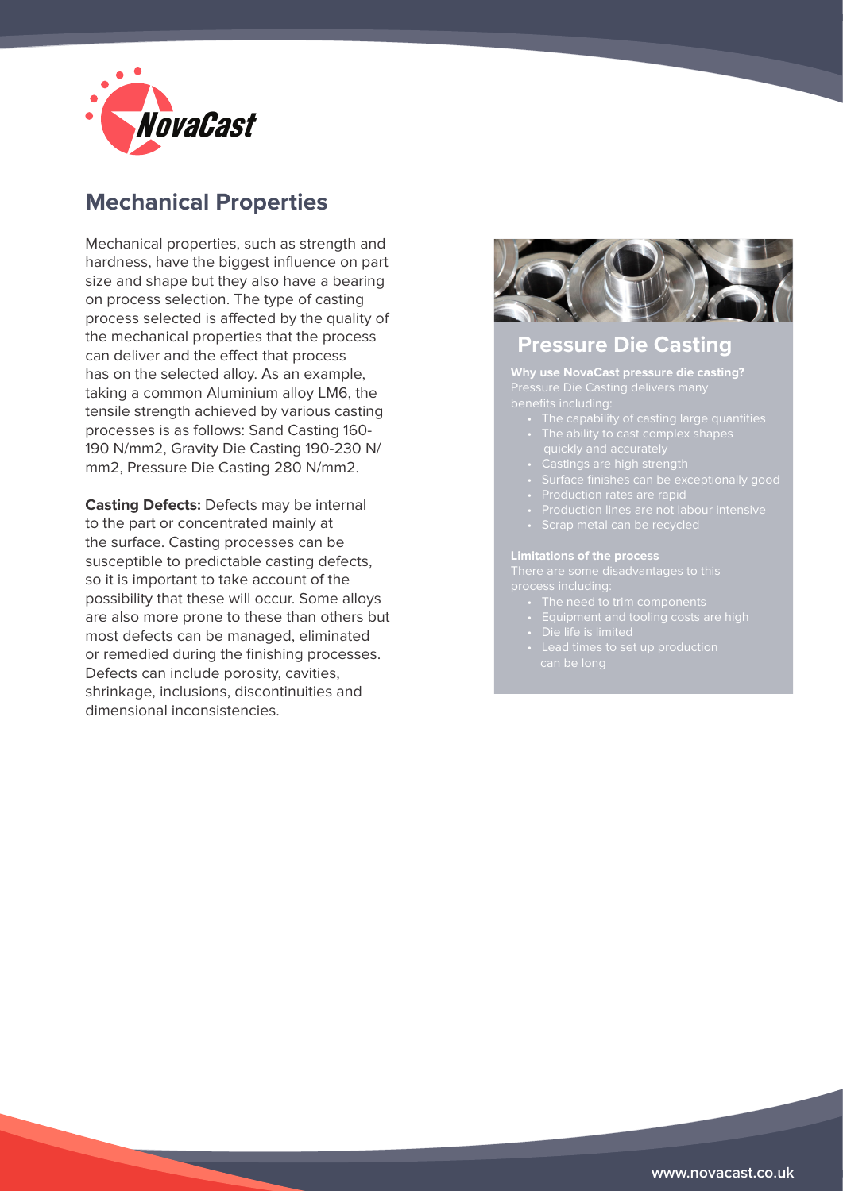## Mechanical Properties

Mechanical properties, such as strength and hardness, have the biggest influence on part size and shape but they also have a bearing on process selection. The type of casting process selected is affected by the quality of the mechanical properties that the process can deliver and the effect that process has on the selected alloy. As an example, taking a common Aluminium alloy LM6, the tensile strength achieved by various casting processes is as follows: Sand Casting 160-190 N/mm2, Gravity Die Casting 190-230 N/mm2, Pressure Die Casting 280 N/mm2.

**Casting Defects:** Defects may be internal to the part or concentrated mainly at the surface. Casting processes can be susceptible to predictable casting defects, so it is important to take account of the possibility that these will occur. Some alloys are also more prone to these than others but most defects can be managed, eliminated or remedied during the finishing processes. Defects can include porosity, cavities, shrinkage, inclusions, discontinuities and dimensional inconsistencies.

## Pressure Die Casting

**Why use NovaCast pressure die casting?**

Pressure Die Casting delivers many benefits including:

- The capability of casting large quantities
- The ability to cast complex shapes quickly and accurately
- Castings are high strength
- Surface finishes can be exceptionally good
- Production rates are rapid
- Production lines are not labour intensive
- Scrap metal can be recycled

**Limitations of the process**

There are some disadvantages to this process including:

- The need to trim components
- Equipment and tooling costs are high
- Die life is limited
- Lead times to set up production can be long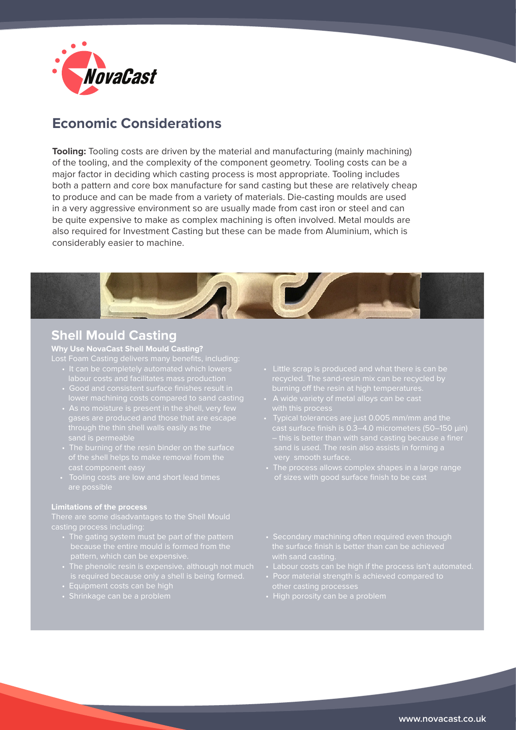## Economic Considerations

**Tooling:** Tooling costs are driven by the material and manufacturing (mainly machining) of the tooling, and the complexity of the component geometry. Tooling costs can be a major factor in deciding which casting process is most appropriate. Tooling includes both a pattern and core box manufacture for sand casting but these are relatively cheap to produce and can be made from a variety of materials. Die-casting moulds are used in a very aggressive environment so are usually made from cast iron or steel and can be quite expensive to make as complex machining is often involved. Metal moulds are also required for Investment Casting but these can be made from Aluminium, which is considerably easier to machine.

## Shell Mould Casting

**Why Use NovaCast Shell Mould Casting?**

Lost Foam Casting delivers many benefits, including:

- It can be completely automated which lowers labour costs and facilitates mass production
- Good and consistent surface finishes result in lower machining costs compared to sand casting
- As no moisture is present in the shell, very few gases are produced and those that are escape through the thin shell walls easily as the sand is permeable
- The burning of the resin binder on the surface of the shell helps to make removal from the cast component easy
- Tooling costs are low and short lead times are possible
- Little scrap is produced and what there is can be recycled. The sand-resin mix can be recycled by burning off the resin at high temperatures.
- A wide variety of metal alloys can be cast with this process
- Typical tolerances are just 0.005 mm/mm and the cast surface finish is 0.3–4.0 micrometers (50–150 µin) – this is better than with sand casting because a finer sand is used. The resin also assists in forming a very smooth surface.
- The process allows complex shapes in a large range of sizes with good surface finish to be cast

**Limitations of the process**

There are some disadvantages to the Shell Mould casting process including:

- The gating system must be part of the pattern because the entire mould is formed from the pattern, which can be expensive.
- The phenolic resin is expensive, although not much is required because only a shell is being formed.
- Equipment costs can be high
- Shrinkage can be a problem
- Secondary machining often required even though the surface finish is better than can be achieved with sand casting.
- Labour costs can be high if the process isn't automated.
- Poor material strength is achieved compared to other casting processes
- High porosity can be a problem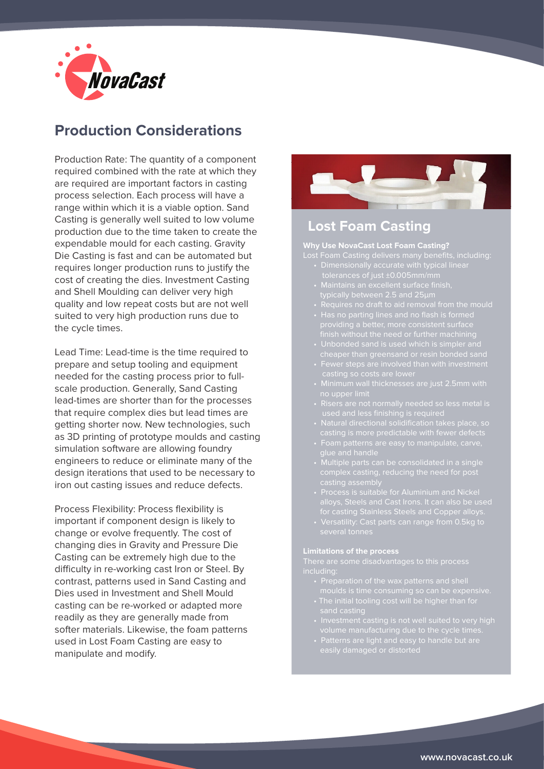## Production Considerations

Production Rate: The quantity of a component required combined with the rate at which they are required are important factors in casting process selection. Each process will have a range within which it is a viable option. Sand Casting is generally well suited to low volume production due to the time taken to create the expendable mould for each casting. Gravity Die Casting is fast and can be automated but requires longer production runs to justify the cost of creating the dies. Investment Casting and Shell Moulding can deliver very high quality and low repeat costs but are not well suited to very high production runs due to the cycle times.

Lead Time: Lead-time is the time required to prepare and setup tooling and equipment needed for the casting process prior to full-scale production. Generally, Sand Casting lead-times are shorter than for the processes that require complex dies but lead times are getting shorter now. New technologies, such as 3D printing of prototype moulds and casting simulation software are allowing foundry engineers to reduce or eliminate many of the design iterations that used to be necessary to iron out casting issues and reduce defects.

Process Flexibility: Process flexibility is important if component design is likely to change or evolve frequently. The cost of changing dies in Gravity and Pressure Die Casting can be extremely high due to the difficulty in re-working cast Iron or Steel. By contrast, patterns used in Sand Casting and Dies used in Investment and Shell Mould casting can be re-worked or adapted more readily as they are generally made from softer materials. Likewise, the foam patterns used in Lost Foam Casting are easy to manipulate and modify.

## Lost Foam Casting

**Why Use NovaCast Lost Foam Casting?**

Lost Foam Casting delivers many benefits, including:

- Dimensionally accurate with typical linear tolerances of just ±0.005mm/mm
- Maintains an excellent surface finish, typically between 2.5 and 25µm
- Requires no draft to aid removal from the mould
- Has no parting lines and no flash is formed providing a better, more consistent surface finish without the need or further machining
- Unbonded sand is used which is simpler and cheaper than greensand or resin bonded sand
- Fewer steps are involved than with investment casting so costs are lower
- Minimum wall thicknesses are just 2.5mm with no upper limit
- Risers are not normally needed so less metal is used and less finishing is required
- Natural directional solidification takes place, so casting is more predictable with fewer defects
- Foam patterns are easy to manipulate, carve, glue and handle
- Multiple parts can be consolidated in a single complex casting, reducing the need for post casting assembly
- Process is suitable for Aluminium and Nickel alloys, Steels and Cast Irons. It can also be used for casting Stainless Steels and Copper alloys.
- Versatility: Cast parts can range from 0.5kg to several tonnes

**Limitations of the process**

There are some disadvantages to this process including:

- Preparation of the wax patterns and shell moulds is time consuming so can be expensive.
- The initial tooling cost will be higher than for sand casting
- Investment casting is not well suited to very high volume manufacturing due to the cycle times.
- Patterns are light and easy to handle but are easily damaged or distorted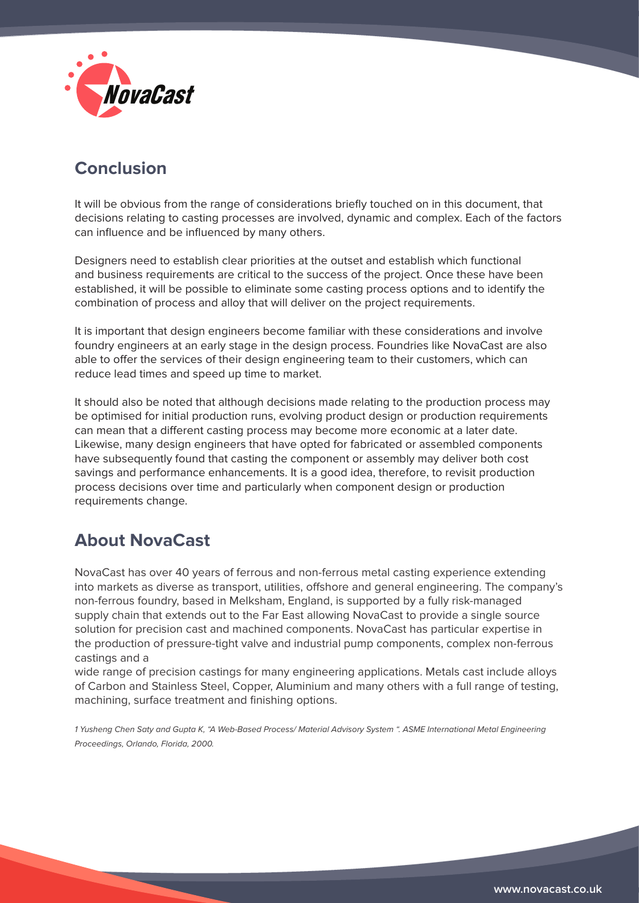## Conclusion

It will be obvious from the range of considerations briefly touched on in this document, that decisions relating to casting processes are involved, dynamic and complex. Each of the factors can influence and be influenced by many others.

Designers need to establish clear priorities at the outset and establish which functional and business requirements are critical to the success of the project. Once these have been established, it will be possible to eliminate some casting process options and to identify the combination of process and alloy that will deliver on the project requirements.

It is important that design engineers become familiar with these considerations and involve foundry engineers at an early stage in the design process. Foundries like NovaCast are also able to offer the services of their design engineering team to their customers, which can reduce lead times and speed up time to market.

It should also be noted that although decisions made relating to the production process may be optimised for initial production runs, evolving product design or production requirements can mean that a different casting process may become more economic at a later date. Likewise, many design engineers that have opted for fabricated or assembled components have subsequently found that casting the component or assembly may deliver both cost savings and performance enhancements. It is a good idea, therefore, to revisit production process decisions over time and particularly when component design or production requirements change.

## About NovaCast

NovaCast has over 40 years of ferrous and non-ferrous metal casting experience extending into markets as diverse as transport, utilities, offshore and general engineering. The company's non-ferrous foundry, based in Melksham, England, is supported by a fully risk-managed supply chain that extends out to the Far East allowing NovaCast to provide a single source solution for precision cast and machined components. NovaCast has particular expertise in the production of pressure-tight valve and industrial pump components, complex non-ferrous castings and a wide range of precision castings for many engineering applications. Metals cast include alloys of Carbon and Stainless Steel, Copper, Aluminium and many others with a full range of testing, machining, surface treatment and finishing options.

*1 Yusheng Chen Saty and Gupta K, "A Web-Based Process/ Material Advisory System ". ASME International Metal Engineering Proceedings, Orlando, Florida, 2000.*